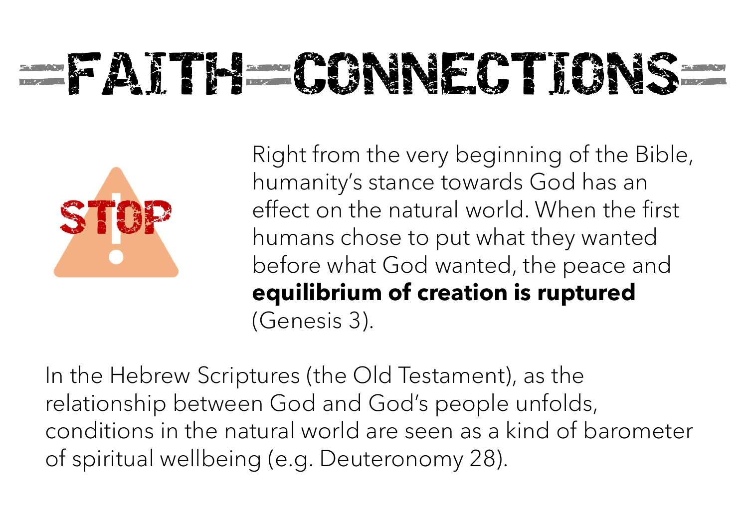# FAITH CONNECTIONS

STOP

Right from the very beginning of the Bible, humanity's stance towards God has an effect on the natural world. When the first humans chose to put what they wanted before what God wanted, the peace and **equilibrium of creation is ruptured** (Genesis 3).

In the Hebrew Scriptures (the Old Testament), as the relationship between God and God's people unfolds, conditions in the natural world are seen as a kind of barometer of spiritual wellbeing (e.g. Deuteronomy 28).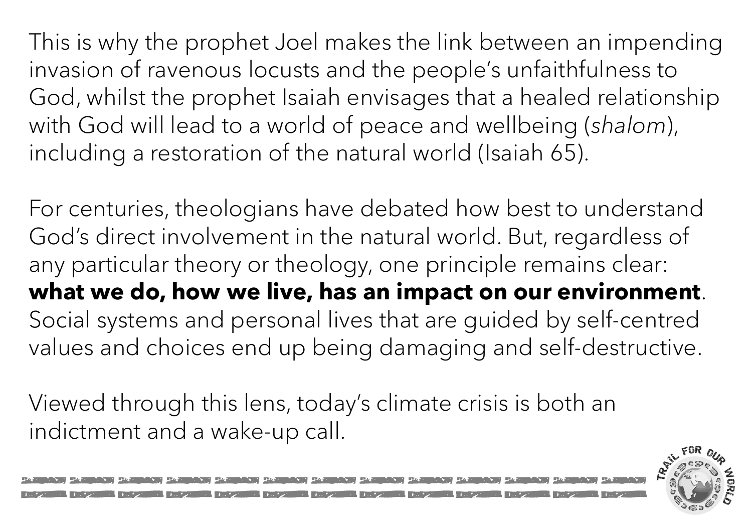This is why the prophet Joel makes the link between an impending invasion of ravenous locusts and the people's unfaithfulness to God, whilst the prophet Isaiah envisages that a healed relationship with God will lead to a world of peace and wellbeing (*shalom*), including a restoration of the natural world (Isaiah 65).

For centuries, theologians have debated how best to understand God's direct involvement in the natural world. But, regardless of any particular theory or theology, one principle remains clear: **what we do, how we live, has an impact on our environment**. Social systems and personal lives that are guided by self-centred values and choices end up being damaging and self-destructive.

Viewed through this lens, today's climate crisis is both an indictment and a wake-up call.